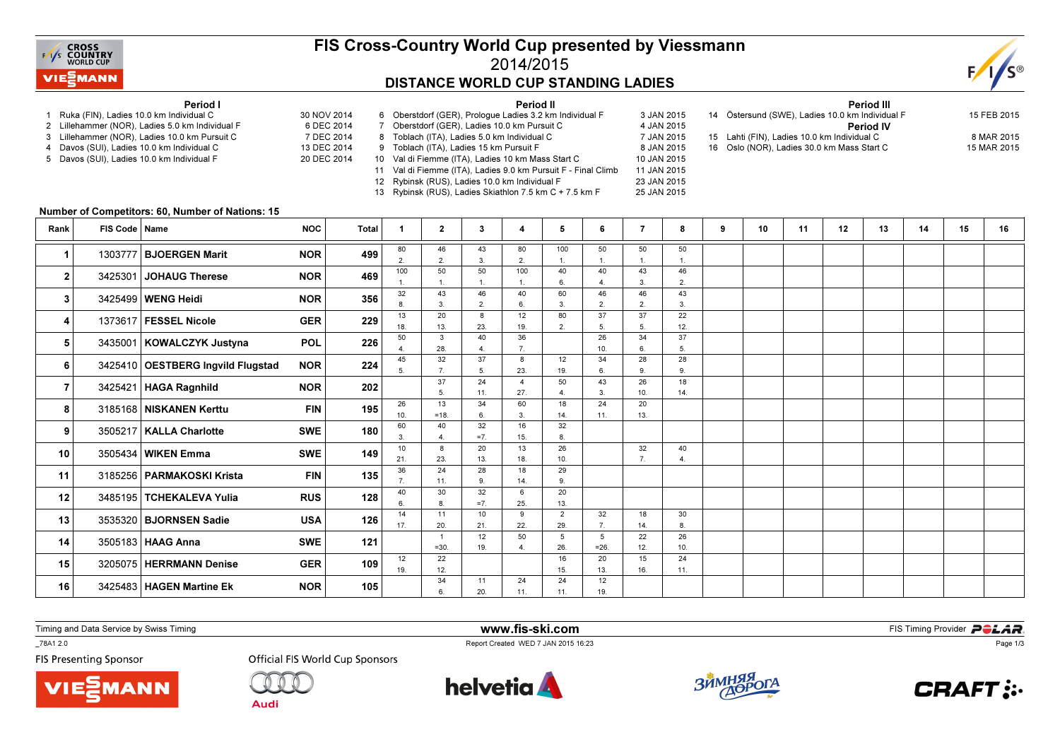# FIS Cross-Country World Cup presented by Viessmann

## 2014/2015

## DISTANCE WORLD CUP STANDING LADIES

**Period I**

1. Ruka (FIN), Ladies 10.0 km Individual C — 30 NOV 2014
2. Lillehammer (NOR), Ladies 5.0 km Individual F — 6 DEC 2014
3. Lillehammer (NOR), Ladies 10.0 km Pursuit C — 7 DEC 2014
4. Davos (SUI), Ladies 10.0 km Individual C — 13 DEC 2014
5. Davos (SUI), Ladies 10.0 km Individual F — 20 DEC 2014

**Period II**

6. Oberstdorf (GER), Prologue Ladies 3.2 km Individual F — 3 JAN 2015
7. Oberstdorf (GER), Ladies 10.0 km Pursuit C — 4 JAN 2015
8. Toblach (ITA), Ladies 5.0 km Individual C — 7 JAN 2015
9. Toblach (ITA), Ladies 15 km Pursuit F — 8 JAN 2015
10. Val di Fiemme (ITA), Ladies 10 km Mass Start C — 10 JAN 2015
11. Val di Fiemme (ITA), Ladies 9.0 km Pursuit F - Final Climb — 11 JAN 2015
12. Rybinsk (RUS), Ladies 10.0 km Individual F — 23 JAN 2015
13. Rybinsk (RUS), Ladies Skiathlon 7.5 km C + 7.5 km F — 25 JAN 2015

**Period III**

14. Östersund (SWE), Ladies 10.0 km Individual F — 15 FEB 2015

**Period IV**

15. Lahti (FIN), Ladies 10.0 km Individual C — 8 MAR 2015
16. Oslo (NOR), Ladies 30.0 km Mass Start C — 15 MAR 2015

**Number of Competitors: 60, Number of Nations: 15**

| Rank | FIS Code | Name | NOC | Total | 1 | 2 | 3 | 4 | 5 | 6 | 7 | 8 | 9 | 10 | 11 | 12 | 13 | 14 | 15 | 16 |
|---|---|---|---|---|---|---|---|---|---|---|---|---|---|---|---|---|---|---|---|---|
| 1 | 1303777 | BJOERGEN Marit | NOR | 499 | 80 2. | 46 2. | 43 3. | 80 2. | 100 1. | 50 1. | 50 1. | 50 1. | | | | | | | | |
| 2 | 3425301 | JOHAUG Therese | NOR | 469 | 100 1. | 50 1. | 50 1. | 100 1. | 40 6. | 40 4. | 43 3. | 46 2. | | | | | | | | |
| 3 | 3425499 | WENG Heidi | NOR | 356 | 32 8. | 43 3. | 46 2. | 40 6. | 60 3. | 46 2. | 46 2. | 43 3. | | | | | | | | |
| 4 | 1373617 | FESSEL Nicole | GER | 229 | 13 18. | 20 13. | 8 23. | 12 19. | 80 2. | 37 5. | 37 5. | 22 12. | | | | | | | | |
| 5 | 3435001 | KOWALCZYK Justyna | POL | 226 | 50 4. | 3 28. | 40 4. | 36 7. | | 26 10. | 34 6. | 37 5. | | | | | | | | |
| 6 | 3425410 | OESTBERG Ingvild Flugstad | NOR | 224 | 45 5. | 32 7. | 37 5. | 8 23. | 12 19. | 34 6. | 28 9. | 28 9. | | | | | | | | |
| 7 | 3425421 | HAGA Ragnhild | NOR | 202 | | 37 5. | 24 11. | 4 27. | 50 4. | 43 3. | 26 10. | 18 14. | | | | | | | | |
| 8 | 3185168 | NISKANEN Kerttu | FIN | 195 | 26 10. | 13 =18. | 34 6. | 60 3. | 18 14. | 24 11. | 20 13. | | | | | | | | | |
| 9 | 3505217 | KALLA Charlotte | SWE | 180 | 60 3. | 40 4. | 32 =7. | 16 15. | 32 8. | | | | | | | | | | | |
| 10 | 3505434 | WIKEN Emma | SWE | 149 | 10 21. | 8 23. | 20 13. | 13 18. | 26 10. | | 32 7. | 40 4. | | | | | | | | |
| 11 | 3185256 | PARMAKOSKI Krista | FIN | 135 | 36 7. | 24 11. | 28 9. | 18 14. | 29 9. | | | | | | | | | | | |
| 12 | 3485195 | TCHEKALEVA Yulia | RUS | 128 | 40 6. | 30 8. | 32 =7. | 6 25. | 20 13. | | | | | | | | | | | |
| 13 | 3535320 | BJORNSEN Sadie | USA | 126 | 14 17. | 11 20. | 10 21. | 9 22. | 2 29. | 32 7. | 18 14. | 30 8. | | | | | | | | |
| 14 | 3505183 | HAAG Anna | SWE | 121 | | 1 =30. | 12 19. | 50 4. | 5 26. | 5 =26. | 22 12. | 26 10. | | | | | | | | |
| 15 | 3205075 | HERRMANN Denise | GER | 109 | 12 19. | 22 12. | | | 16 15. | 20 13. | 15 16. | 24 11. | | | | | | | | |
| 16 | 3425483 | HAGEN Martine Ek | NOR | 105 | | 34 6. | 11 20. | 24 11. | 24 11. | 12 19. | | | | | | | | | | |

Timing and Data Service by Swiss Timing — www.fis-ski.com — FIS Timing Provider POLAR

_78A1 2.0 — Report Created WED 7 JAN 2015 16:23

FIS Presenting Sponsor — Official FIS World Cup Sponsors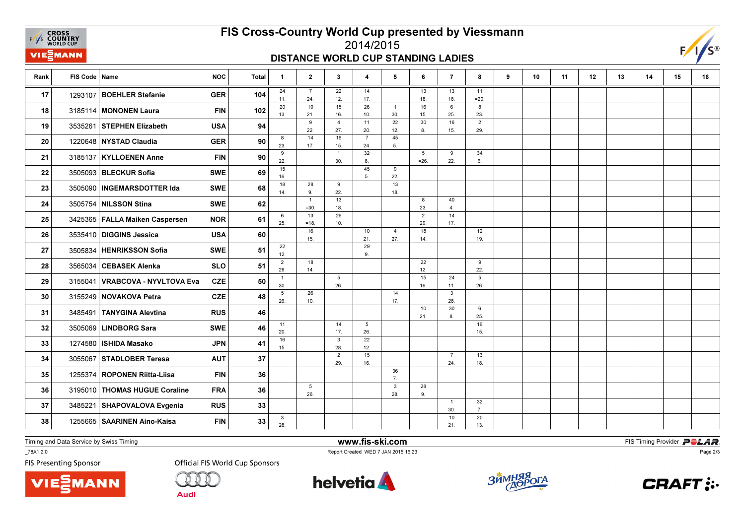# FIS Cross-Country World Cup presented by Viessmann

## 2014/2015

## DISTANCE WORLD CUP STANDING LADIES

| Rank | FIS Code | Name | NOC | Total | 1 | 2 | 3 | 4 | 5 | 6 | 7 | 8 | 9 | 10 | 11 | 12 | 13 | 14 | 15 | 16 |
|---|---|---|---|---|---|---|---|---|---|---|---|---|---|---|---|---|---|---|---|---|
| 17 | 1293107 | BOEHLER Stefanie | GER | 104 | 24 11. | 7 24. | 22 12. | 14 17. | | 13 18. | 13 18. | 11 =20. | | | | | | | | |
| 18 | 3185114 | MONONEN Laura | FIN | 102 | 20 13. | 10 21. | 15 16. | 26 10. | 1 30. | 16 15. | 6 25. | 8 23. | | | | | | | | |
| 19 | 3535261 | STEPHEN Elizabeth | USA | 94 | | 9 22. | 4 27. | 11 20. | 22 12. | 30 8. | 16 15. | 2 29. | | | | | | | | |
| 20 | 1220648 | NYSTAD Claudia | GER | 90 | 8 23. | 14 17. | 16 15. | 7 24. | 45 5. | | | | | | | | | | | |
| 21 | 3185137 | KYLLOENEN Anne | FIN | 90 | 9 22. | | 1 30. | 32 8. | | 5 =26. | 9 22. | 34 6. | | | | | | | | |
| 22 | 3505093 | BLECKUR Sofia | SWE | 69 | 15 16. | | | 45 5. | 9 22. | | | | | | | | | | | |
| 23 | 3505090 | INGEMARSDOTTER Ida | SWE | 68 | 18 14. | 28 9. | 9 22. | | 13 18. | | | | | | | | | | | |
| 24 | 3505754 | NILSSON Stina | SWE | 62 | | 1 =30. | 13 18. | | | 8 23. | 40 4. | | | | | | | | | |
| 25 | 3425365 | FALLA Maiken Caspersen | NOR | 61 | 6 25. | 13 =18. | 26 10. | | | 2 29. | 14 17. | | | | | | | | | |
| 26 | 3535410 | DIGGINS Jessica | USA | 60 | | 16 15. | | 10 21. | 4 27. | 18 14. | | 12 19. | | | | | | | | |
| 27 | 3505834 | HENRIKSSON Sofia | SWE | 51 | 22 12. | | | 29 9. | | | | | | | | | | | | |
| 28 | 3565034 | CEBASEK Alenka | SLO | 51 | 2 29. | 18 14. | | | | 22 12. | | 9 22. | | | | | | | | |
| 29 | 3155041 | VRABCOVA - NYVLTOVA Eva | CZE | 50 | 1 30. | | 5 26. | | | 15 16. | 24 11. | 5 26. | | | | | | | | |
| 30 | 3155249 | NOVAKOVA Petra | CZE | 48 | 5 26. | 26 10. | | | 14 17. | | 3 28. | | | | | | | | | |
| 31 | 3485491 | TANYGINA Alevtina | RUS | 46 | | | | | | 10 21. | 30 8. | 6 25. | | | | | | | | |
| 32 | 3505069 | LINDBORG Sara | SWE | 46 | 11 20. | | 14 17. | 5 26. | | | | 16 15. | | | | | | | | |
| 33 | 1274580 | ISHIDA Masako | JPN | 41 | 16 15. | | 3 28. | 22 12. | | | | | | | | | | | | |
| 34 | 3055067 | STADLOBER Teresa | AUT | 37 | | | 2 29. | 15 16. | | | 7 24. | 13 18. | | | | | | | | |
| 35 | 1255374 | ROPONEN Riitta-Liisa | FIN | 36 | | | | | 36 7. | | | | | | | | | | | |
| 36 | 3195010 | THOMAS HUGUE Coraline | FRA | 36 | | 5 26. | | | 3 28. | 28 9. | | | | | | | | | | |
| 37 | 3485221 | SHAPOVALOVA Evgenia | RUS | 33 | | | | | | | 1 30. | 32 7. | | | | | | | | |
| 38 | 1255665 | SAARINEN Aino-Kaisa | FIN | 33 | 3 28. | | | | | | 10 21. | 20 13. | | | | | | | | |

Timing and Data Service by Swiss Timing — www.fis-ski.com — FIS Timing Provider POLAR

_78A1 2.0 — Report Created WED 7 JAN 2015 16:23

FIS Presenting Sponsor — Official FIS World Cup Sponsors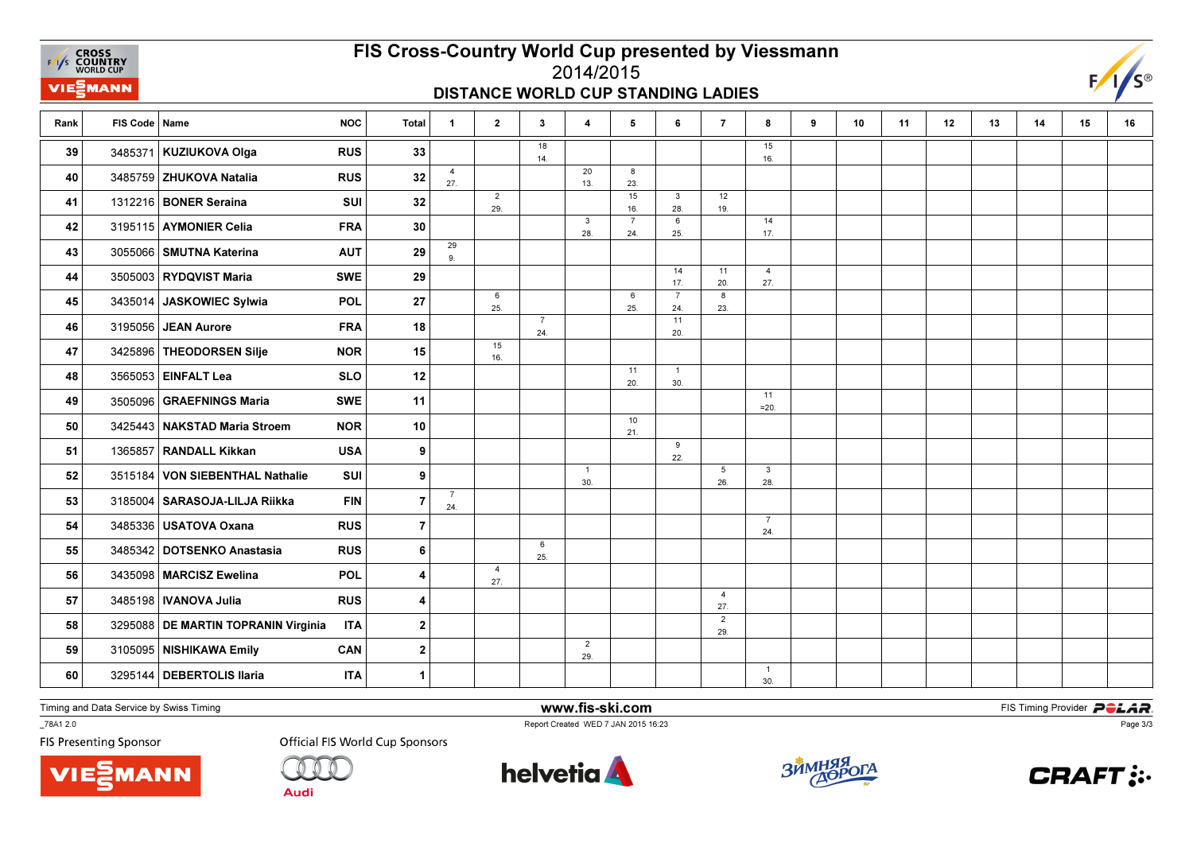# FIS Cross-Country World Cup presented by Viessmann

2014/2015

## DISTANCE WORLD CUP STANDING LADIES

| Rank | FIS Code | Name | NOC | Total | 1 | 2 | 3 | 4 | 5 | 6 | 7 | 8 | 9 | 10 | 11 | 12 | 13 | 14 | 15 | 16 |
|---|---|---|---|---|---|---|---|---|---|---|---|---|---|---|---|---|---|---|---|---|
| 39 | 3485371 | KUZIUKOVA Olga | RUS | 33 | | | 18 14. | | | | | 15 16. | | | | | | | | |
| 40 | 3485759 | ZHUKOVA Natalia | RUS | 32 | 4 27. | | | 20 13. | 8 23. | | | | | | | | | | | |
| 41 | 1312216 | BONER Seraina | SUI | 32 | | 2 29. | | | 15 16. | 3 28. | 12 19. | | | | | | | | | |
| 42 | 3195115 | AYMONIER Celia | FRA | 30 | | | | 3 28. | 7 24. | 6 25. | | 14 17. | | | | | | | | |
| 43 | 3055066 | SMUTNA Katerina | AUT | 29 | 29 9. | | | | | | | | | | | | | | | |
| 44 | 3505003 | RYDQVIST Maria | SWE | 29 | | | | | | 14 17. | 11 20. | 4 27. | | | | | | | | |
| 45 | 3435014 | JASKOWIEC Sylwia | POL | 27 | | 6 25. | | | 6 25. | 7 24. | 8 23. | | | | | | | | | |
| 46 | 3195056 | JEAN Aurore | FRA | 18 | | | 7 24. | | | 11 20. | | | | | | | | | | |
| 47 | 3425896 | THEODORSEN Silje | NOR | 15 | | 15 16. | | | | | | | | | | | | | | |
| 48 | 3565053 | EINFALT Lea | SLO | 12 | | | | | 11 20. | 1 30. | | | | | | | | | | |
| 49 | 3505096 | GRAEFNINGS Maria | SWE | 11 | | | | | | | | 11 =20. | | | | | | | | |
| 50 | 3425443 | NAKSTAD Maria Stroem | NOR | 10 | | | | | 10 21. | | | | | | | | | | | |
| 51 | 1365857 | RANDALL Kikkan | USA | 9 | | | | | | 9 22. | | | | | | | | | | |
| 52 | 3515184 | VON SIEBENTHAL Nathalie | SUI | 9 | | | | 1 30. | | | 5 26. | 3 28. | | | | | | | | |
| 53 | 3185004 | SARASOJA-LILJA Riikka | FIN | 7 | 7 24. | | | | | | | | | | | | | | | |
| 54 | 3485336 | USATOVA Oxana | RUS | 7 | | | | | | | | 7 24. | | | | | | | | |
| 55 | 3485342 | DOTSENKO Anastasia | RUS | 6 | | | 6 25. | | | | | | | | | | | | | |
| 56 | 3435098 | MARCISZ Ewelina | POL | 4 | | 4 27. | | | | | | | | | | | | | | |
| 57 | 3485198 | IVANOVA Julia | RUS | 4 | | | | | | | 4 27. | | | | | | | | | |
| 58 | 3295088 | DE MARTIN TOPRANIN Virginia | ITA | 2 | | | | | | | 2 29. | | | | | | | | | |
| 59 | 3105095 | NISHIKAWA Emily | CAN | 2 | | | | 2 29. | | | | | | | | | | | | |
| 60 | 3295144 | DEBERTOLIS Ilaria | ITA | 1 | | | | | | | | 1 30. | | | | | | | | |

Timing and Data Service by Swiss Timing

www.fis-ski.com

FIS Timing Provider POLAR

_78A1 2.0

Report Created WED 7 JAN 2015 16:23

FIS Presenting Sponsor

Official FIS World Cup Sponsors